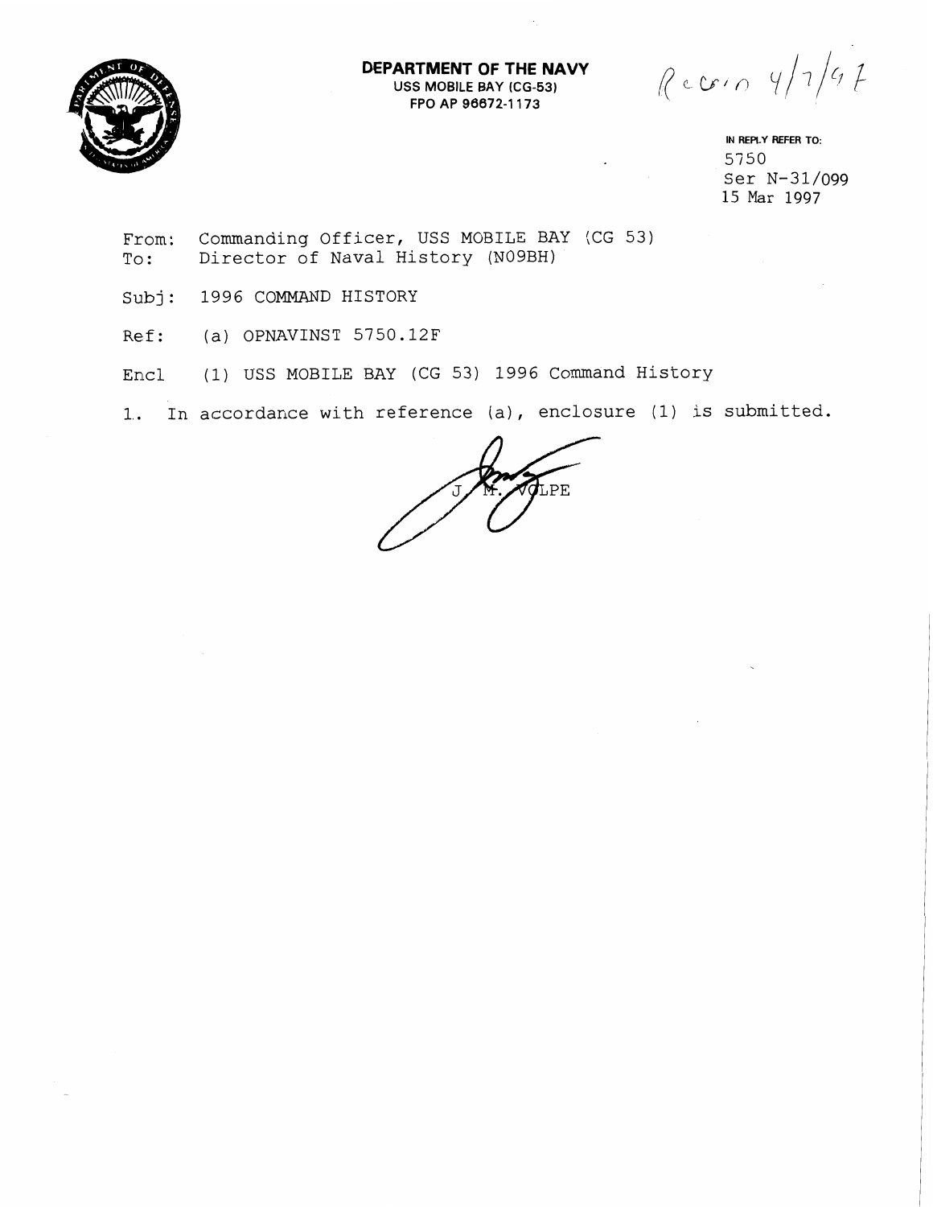**DEPARTMENT OF THE NAVY**
**USS MOBILE BAY (CG-53)**
**FPO AP 96672-1173**

Recd 4/7/97

IN REPLY REFER TO:
5750
Ser N-31/099
15 Mar 1997

From: Commanding Officer, USS MOBILE BAY (CG 53)
To: Director of Naval History (N09BH)

Subj: 1996 COMMAND HISTORY

Ref: (a) OPNAVINST 5750.12F

Encl (1) USS MOBILE BAY (CG 53) 1996 Command History

1. In accordance with reference (a), enclosure (1) is submitted.

J. M. VOLPE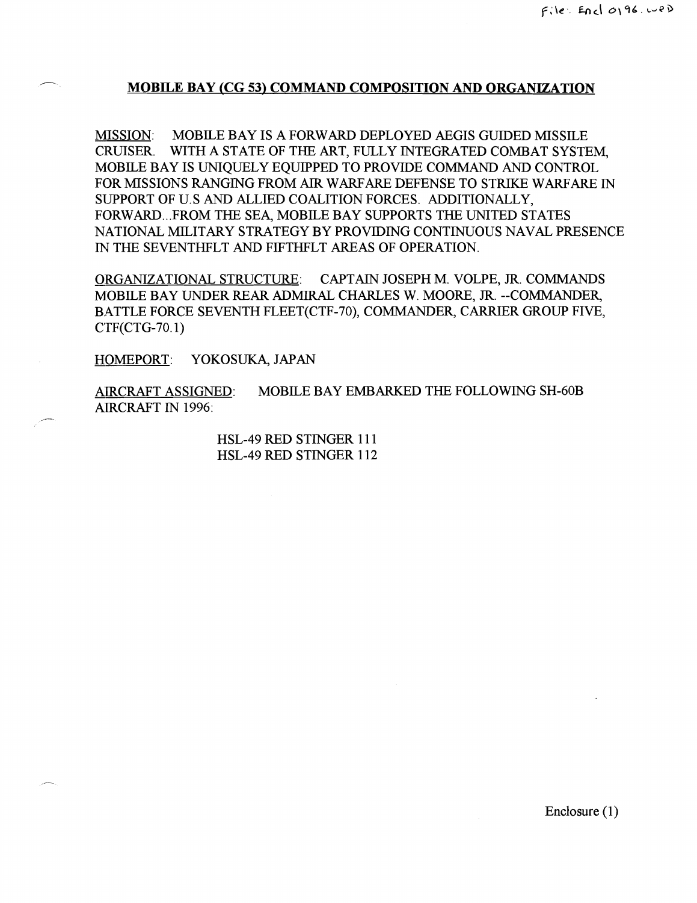File: Encl 0196.wpd

## MOBILE BAY (CG 53) COMMAND COMPOSITION AND ORGANIZATION

MISSION: MOBILE BAY IS A FORWARD DEPLOYED AEGIS GUIDED MISSILE CRUISER. WITH A STATE OF THE ART, FULLY INTEGRATED COMBAT SYSTEM, MOBILE BAY IS UNIQUELY EQUIPPED TO PROVIDE COMMAND AND CONTROL FOR MISSIONS RANGING FROM AIR WARFARE DEFENSE TO STRIKE WARFARE IN SUPPORT OF U.S AND ALLIED COALITION FORCES. ADDITIONALLY, FORWARD...FROM THE SEA, MOBILE BAY SUPPORTS THE UNITED STATES NATIONAL MILITARY STRATEGY BY PROVIDING CONTINUOUS NAVAL PRESENCE IN THE SEVENTHFLT AND FIFTHFLT AREAS OF OPERATION.

ORGANIZATIONAL STRUCTURE: CAPTAIN JOSEPH M. VOLPE, JR. COMMANDS MOBILE BAY UNDER REAR ADMIRAL CHARLES W. MOORE, JR. --COMMANDER, BATTLE FORCE SEVENTH FLEET(CTF-70), COMMANDER, CARRIER GROUP FIVE, CTF(CTG-70.1)

HOMEPORT: YOKOSUKA, JAPAN

AIRCRAFT ASSIGNED: MOBILE BAY EMBARKED THE FOLLOWING SH-60B AIRCRAFT IN 1996:

HSL-49 RED STINGER 111
HSL-49 RED STINGER 112

Enclosure (1)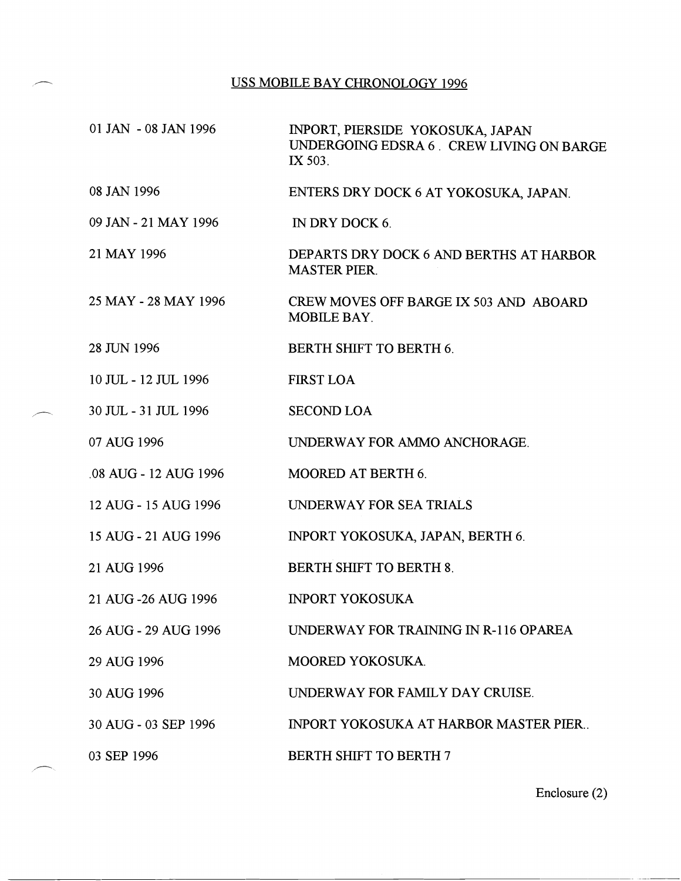## USS MOBILE BAY CHRONOLOGY 1996

| | |
|---|---|
| 01 JAN - 08 JAN 1996 | INPORT, PIERSIDE YOKOSUKA, JAPAN UNDERGOING EDSRA 6 . CREW LIVING ON BARGE IX 503. |
| 08 JAN 1996 | ENTERS DRY DOCK 6 AT YOKOSUKA, JAPAN. |
| 09 JAN - 21 MAY 1996 | IN DRY DOCK 6. |
| 21 MAY 1996 | DEPARTS DRY DOCK 6 AND BERTHS AT HARBOR MASTER PIER. |
| 25 MAY - 28 MAY 1996 | CREW MOVES OFF BARGE IX 503 AND ABOARD MOBILE BAY. |
| 28 JUN 1996 | BERTH SHIFT TO BERTH 6. |
| 10 JUL - 12 JUL 1996 | FIRST LOA |
| 30 JUL - 31 JUL 1996 | SECOND LOA |
| 07 AUG 1996 | UNDERWAY FOR AMMO ANCHORAGE. |
| .08 AUG - 12 AUG 1996 | MOORED AT BERTH 6. |
| 12 AUG - 15 AUG 1996 | UNDERWAY FOR SEA TRIALS |
| 15 AUG - 21 AUG 1996 | INPORT YOKOSUKA, JAPAN, BERTH 6. |
| 21 AUG 1996 | BERTH SHIFT TO BERTH 8. |
| 21 AUG -26 AUG 1996 | INPORT YOKOSUKA |
| 26 AUG - 29 AUG 1996 | UNDERWAY FOR TRAINING IN R-116 OPAREA |
| 29 AUG 1996 | MOORED YOKOSUKA. |
| 30 AUG 1996 | UNDERWAY FOR FAMILY DAY CRUISE. |
| 30 AUG - 03 SEP 1996 | INPORT YOKOSUKA AT HARBOR MASTER PIER.. |
| 03 SEP 1996 | BERTH SHIFT TO BERTH 7 |

Enclosure (2)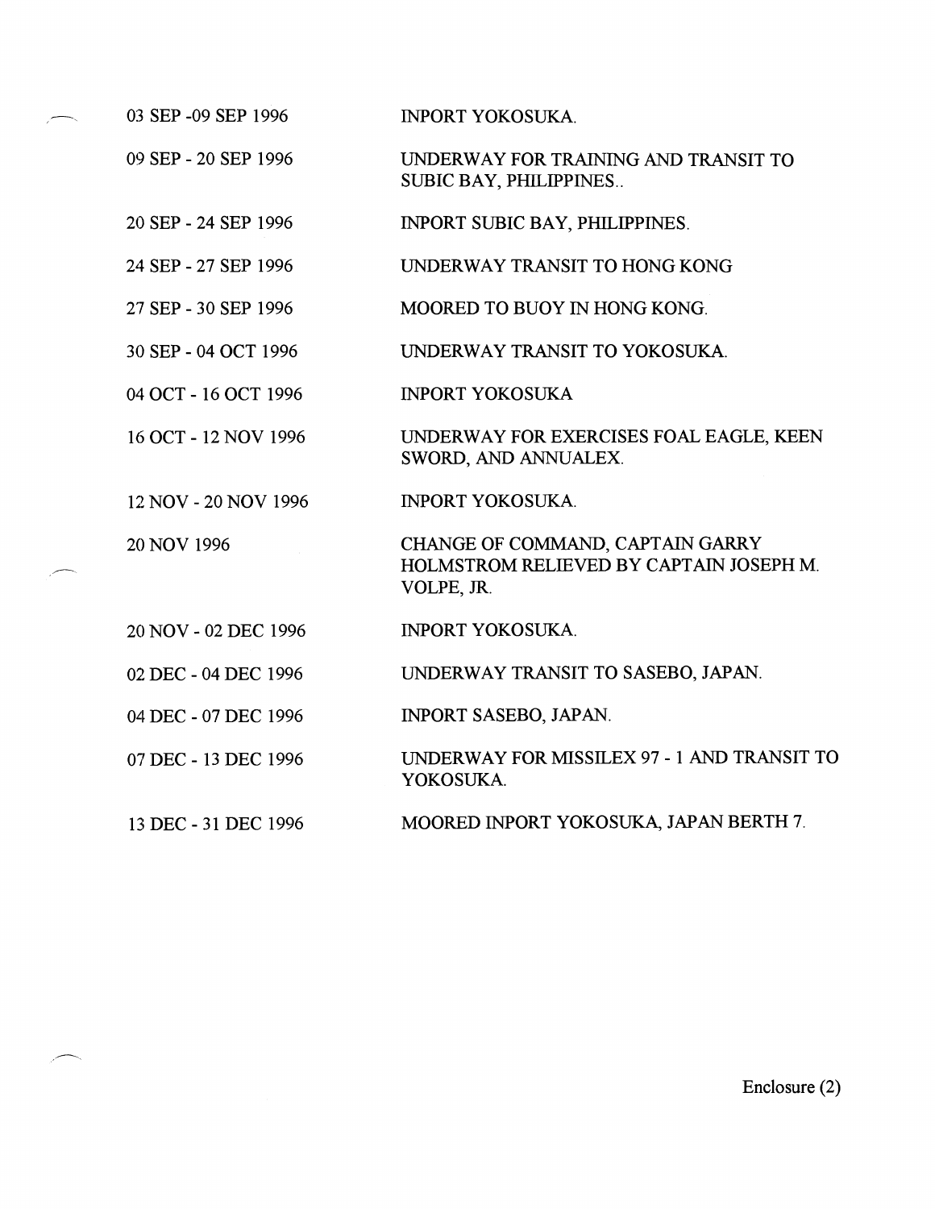| | |
|---|---|
| 03 SEP -09 SEP 1996 | INPORT YOKOSUKA. |
| 09 SEP - 20 SEP 1996 | UNDERWAY FOR TRAINING AND TRANSIT TO SUBIC BAY, PHILIPPINES.. |
| 20 SEP - 24 SEP 1996 | INPORT SUBIC BAY, PHILIPPINES. |
| 24 SEP - 27 SEP 1996 | UNDERWAY TRANSIT TO HONG KONG |
| 27 SEP - 30 SEP 1996 | MOORED TO BUOY IN HONG KONG. |
| 30 SEP - 04 OCT 1996 | UNDERWAY TRANSIT TO YOKOSUKA. |
| 04 OCT - 16 OCT 1996 | INPORT YOKOSUKA |
| 16 OCT - 12 NOV 1996 | UNDERWAY FOR EXERCISES FOAL EAGLE, KEEN SWORD, AND ANNUALEX. |
| 12 NOV - 20 NOV 1996 | INPORT YOKOSUKA. |
| 20 NOV 1996 | CHANGE OF COMMAND, CAPTAIN GARRY HOLMSTROM RELIEVED BY CAPTAIN JOSEPH M. VOLPE, JR. |
| 20 NOV - 02 DEC 1996 | INPORT YOKOSUKA. |
| 02 DEC - 04 DEC 1996 | UNDERWAY TRANSIT TO SASEBO, JAPAN. |
| 04 DEC - 07 DEC 1996 | INPORT SASEBO, JAPAN. |
| 07 DEC - 13 DEC 1996 | UNDERWAY FOR MISSILEX 97 - 1 AND TRANSIT TO YOKOSUKA. |
| 13 DEC - 31 DEC 1996 | MOORED INPORT YOKOSUKA, JAPAN BERTH 7. |

Enclosure (2)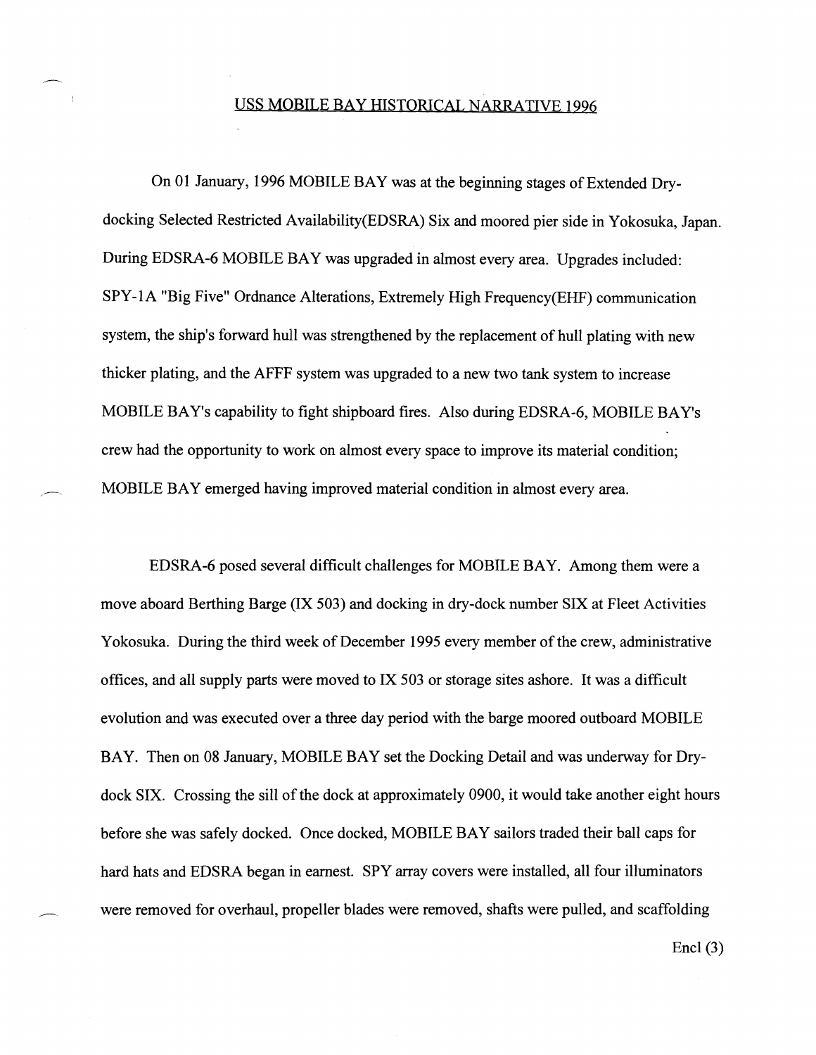# USS MOBILE BAY HISTORICAL NARRATIVE 1996

On 01 January, 1996 MOBILE BAY was at the beginning stages of Extended Dry-docking Selected Restricted Availability(EDSRA) Six and moored pier side in Yokosuka, Japan. During EDSRA-6 MOBILE BAY was upgraded in almost every area. Upgrades included: SPY-1A "Big Five" Ordnance Alterations, Extremely High Frequency(EHF) communication system, the ship's forward hull was strengthened by the replacement of hull plating with new thicker plating, and the AFFF system was upgraded to a new two tank system to increase MOBILE BAY's capability to fight shipboard fires. Also during EDSRA-6, MOBILE BAY's crew had the opportunity to work on almost every space to improve its material condition; MOBILE BAY emerged having improved material condition in almost every area.

EDSRA-6 posed several difficult challenges for MOBILE BAY. Among them were a move aboard Berthing Barge (IX 503) and docking in dry-dock number SIX at Fleet Activities Yokosuka. During the third week of December 1995 every member of the crew, administrative offices, and all supply parts were moved to IX 503 or storage sites ashore. It was a difficult evolution and was executed over a three day period with the barge moored outboard MOBILE BAY. Then on 08 January, MOBILE BAY set the Docking Detail and was underway for Dry-dock SIX. Crossing the sill of the dock at approximately 0900, it would take another eight hours before she was safely docked. Once docked, MOBILE BAY sailors traded their ball caps for hard hats and EDSRA began in earnest. SPY array covers were installed, all four illuminators were removed for overhaul, propeller blades were removed, shafts were pulled, and scaffolding

Encl (3)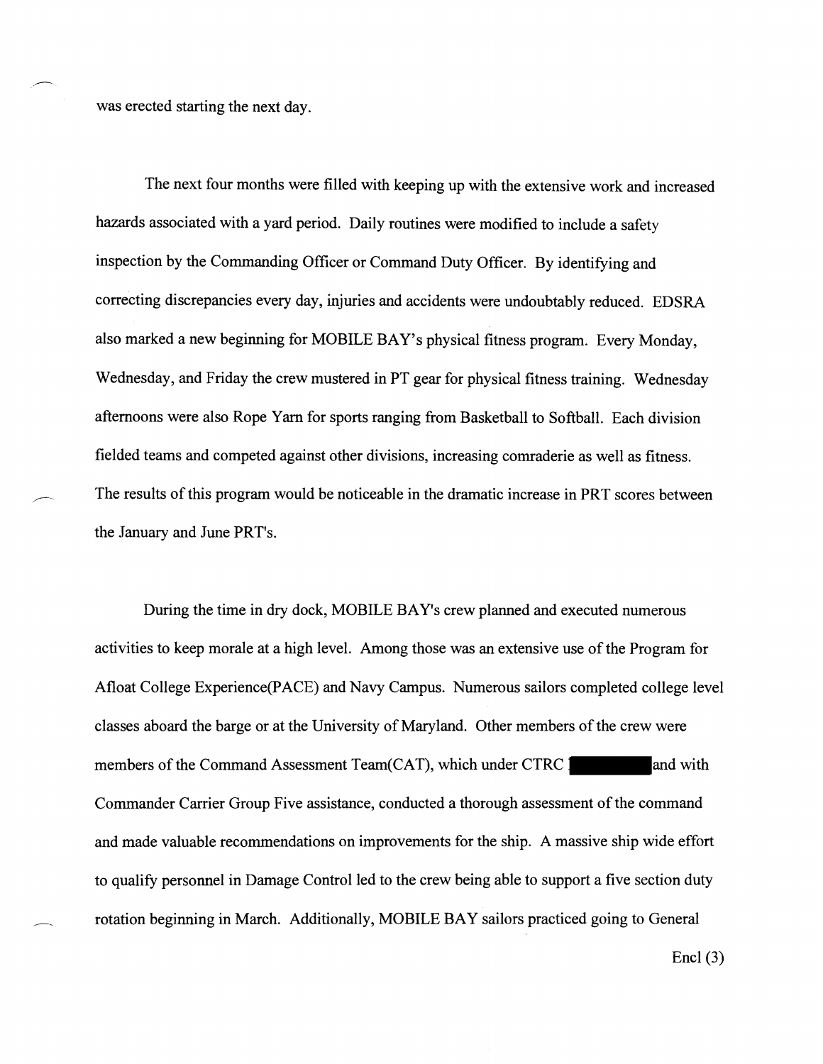was erected starting the next day.

The next four months were filled with keeping up with the extensive work and increased hazards associated with a yard period. Daily routines were modified to include a safety inspection by the Commanding Officer or Command Duty Officer. By identifying and correcting discrepancies every day, injuries and accidents were undoubtably reduced. EDSRA also marked a new beginning for MOBILE BAY's physical fitness program. Every Monday, Wednesday, and Friday the crew mustered in PT gear for physical fitness training. Wednesday afternoons were also Rope Yarn for sports ranging from Basketball to Softball. Each division fielded teams and competed against other divisions, increasing comraderie as well as fitness. The results of this program would be noticeable in the dramatic increase in PRT scores between the January and June PRT's.

During the time in dry dock, MOBILE BAY's crew planned and executed numerous activities to keep morale at a high level. Among those was an extensive use of the Program for Afloat College Experience(PACE) and Navy Campus. Numerous sailors completed college level classes aboard the barge or at the University of Maryland. Other members of the crew were members of the Command Assessment Team(CAT), which under CTRC ██████ and with Commander Carrier Group Five assistance, conducted a thorough assessment of the command and made valuable recommendations on improvements for the ship. A massive ship wide effort to qualify personnel in Damage Control led to the crew being able to support a five section duty rotation beginning in March. Additionally, MOBILE BAY sailors practiced going to General

Encl (3)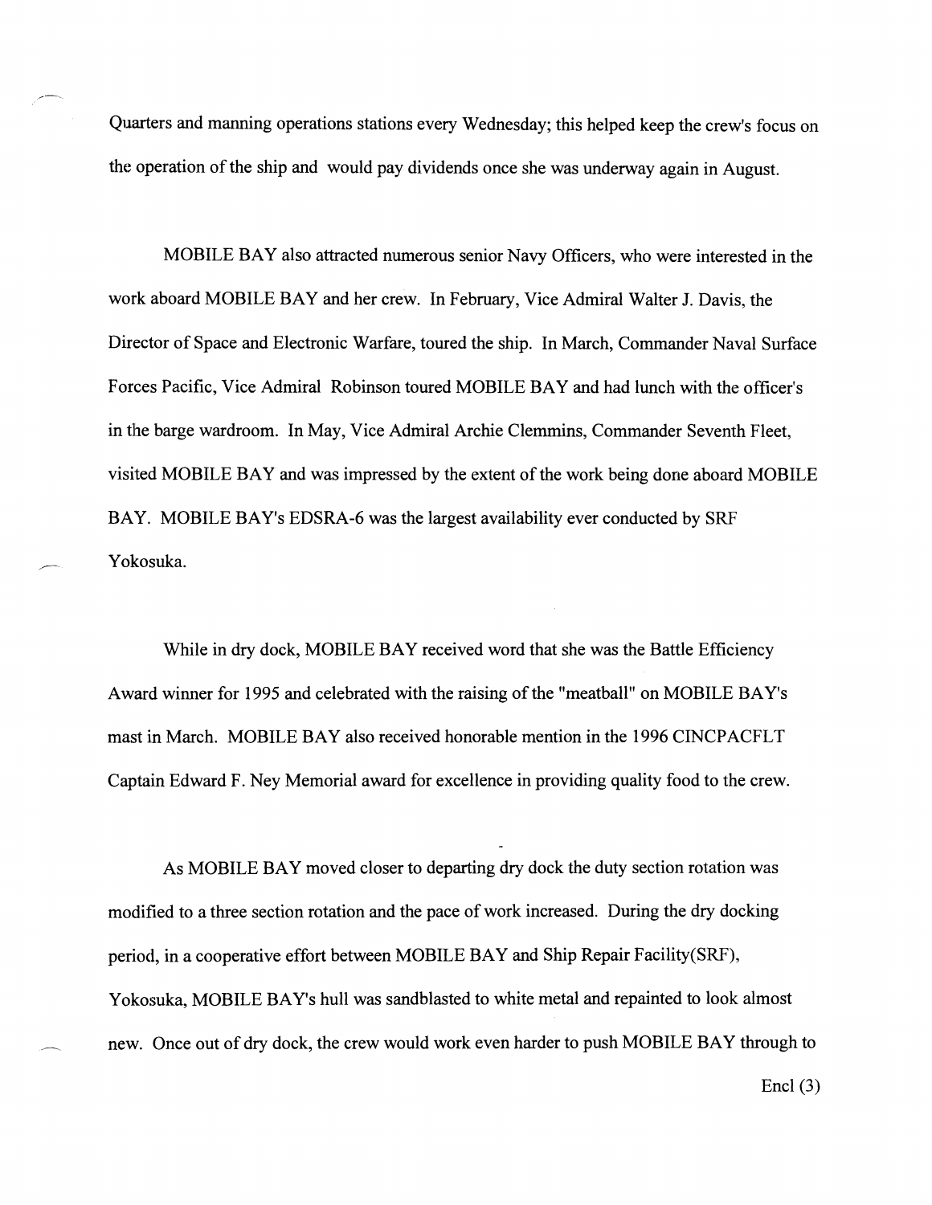Quarters and manning operations stations every Wednesday; this helped keep the crew's focus on the operation of the ship and would pay dividends once she was underway again in August.

MOBILE BAY also attracted numerous senior Navy Officers, who were interested in the work aboard MOBILE BAY and her crew. In February, Vice Admiral Walter J. Davis, the Director of Space and Electronic Warfare, toured the ship. In March, Commander Naval Surface Forces Pacific, Vice Admiral Robinson toured MOBILE BAY and had lunch with the officer's in the barge wardroom. In May, Vice Admiral Archie Clemmins, Commander Seventh Fleet, visited MOBILE BAY and was impressed by the extent of the work being done aboard MOBILE BAY. MOBILE BAY's EDSRA-6 was the largest availability ever conducted by SRF Yokosuka.

While in dry dock, MOBILE BAY received word that she was the Battle Efficiency Award winner for 1995 and celebrated with the raising of the "meatball" on MOBILE BAY's mast in March. MOBILE BAY also received honorable mention in the 1996 CINCPACFLT Captain Edward F. Ney Memorial award for excellence in providing quality food to the crew.

As MOBILE BAY moved closer to departing dry dock the duty section rotation was modified to a three section rotation and the pace of work increased. During the dry docking period, in a cooperative effort between MOBILE BAY and Ship Repair Facility(SRF), Yokosuka, MOBILE BAY's hull was sandblasted to white metal and repainted to look almost new. Once out of dry dock, the crew would work even harder to push MOBILE BAY through to

Encl (3)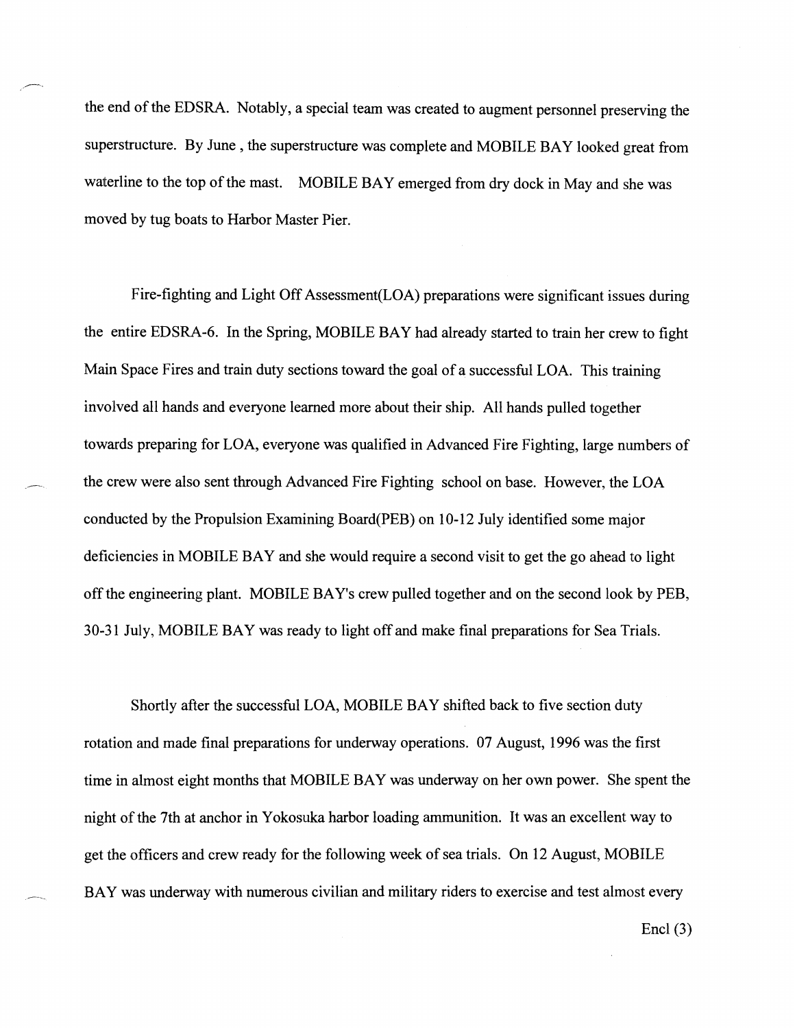the end of the EDSRA. Notably, a special team was created to augment personnel preserving the superstructure. By June , the superstructure was complete and MOBILE BAY looked great from waterline to the top of the mast. MOBILE BAY emerged from dry dock in May and she was moved by tug boats to Harbor Master Pier.

Fire-fighting and Light Off Assessment(LOA) preparations were significant issues during the entire EDSRA-6. In the Spring, MOBILE BAY had already started to train her crew to fight Main Space Fires and train duty sections toward the goal of a successful LOA. This training involved all hands and everyone learned more about their ship. All hands pulled together towards preparing for LOA, everyone was qualified in Advanced Fire Fighting, large numbers of the crew were also sent through Advanced Fire Fighting school on base. However, the LOA conducted by the Propulsion Examining Board(PEB) on 10-12 July identified some major deficiencies in MOBILE BAY and she would require a second visit to get the go ahead to light off the engineering plant. MOBILE BAY's crew pulled together and on the second look by PEB, 30-31 July, MOBILE BAY was ready to light off and make final preparations for Sea Trials.

Shortly after the successful LOA, MOBILE BAY shifted back to five section duty rotation and made final preparations for underway operations. 07 August, 1996 was the first time in almost eight months that MOBILE BAY was underway on her own power. She spent the night of the 7th at anchor in Yokosuka harbor loading ammunition. It was an excellent way to get the officers and crew ready for the following week of sea trials. On 12 August, MOBILE BAY was underway with numerous civilian and military riders to exercise and test almost every

Encl (3)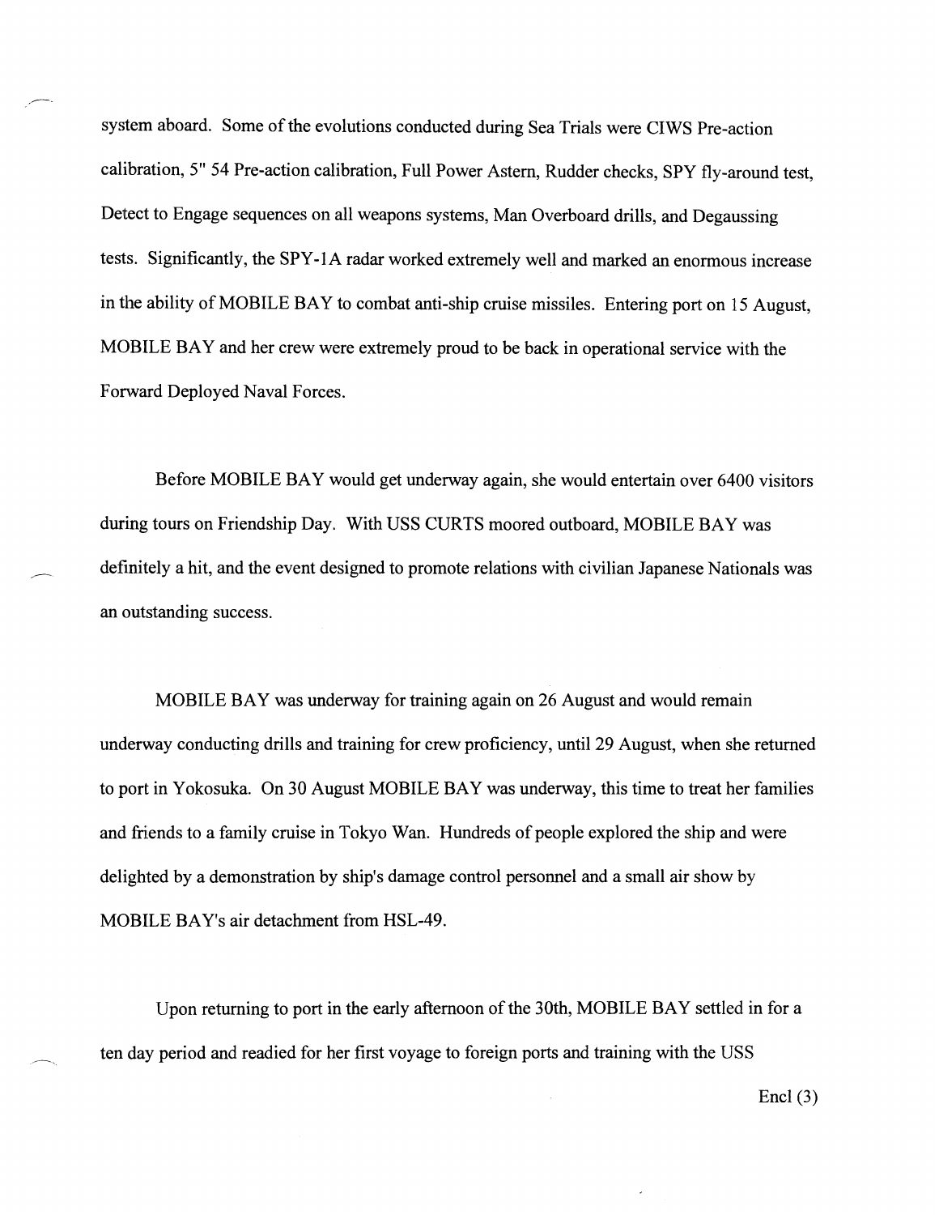system aboard. Some of the evolutions conducted during Sea Trials were CIWS Pre-action calibration, 5" 54 Pre-action calibration, Full Power Astern, Rudder checks, SPY fly-around test, Detect to Engage sequences on all weapons systems, Man Overboard drills, and Degaussing tests. Significantly, the SPY-1A radar worked extremely well and marked an enormous increase in the ability of MOBILE BAY to combat anti-ship cruise missiles. Entering port on 15 August, MOBILE BAY and her crew were extremely proud to be back in operational service with the Forward Deployed Naval Forces.

Before MOBILE BAY would get underway again, she would entertain over 6400 visitors during tours on Friendship Day. With USS CURTS moored outboard, MOBILE BAY was definitely a hit, and the event designed to promote relations with civilian Japanese Nationals was an outstanding success.

MOBILE BAY was underway for training again on 26 August and would remain underway conducting drills and training for crew proficiency, until 29 August, when she returned to port in Yokosuka. On 30 August MOBILE BAY was underway, this time to treat her families and friends to a family cruise in Tokyo Wan. Hundreds of people explored the ship and were delighted by a demonstration by ship's damage control personnel and a small air show by MOBILE BAY's air detachment from HSL-49.

Upon returning to port in the early afternoon of the 30th, MOBILE BAY settled in for a ten day period and readied for her first voyage to foreign ports and training with the USS

Encl (3)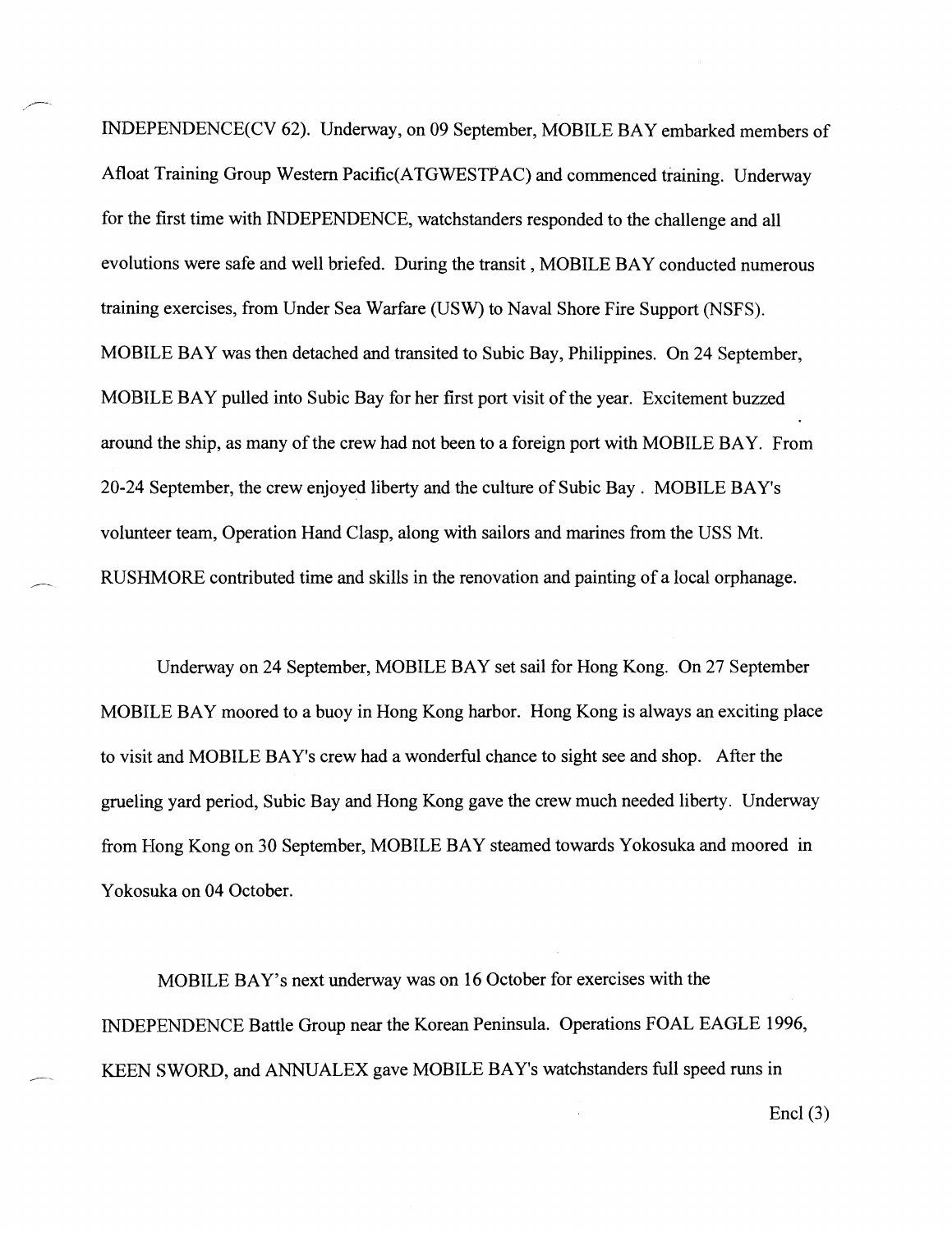INDEPENDENCE(CV 62). Underway, on 09 September, MOBILE BAY embarked members of Afloat Training Group Western Pacific(ATGWESTPAC) and commenced training. Underway for the first time with INDEPENDENCE, watchstanders responded to the challenge and all evolutions were safe and well briefed. During the transit , MOBILE BAY conducted numerous training exercises, from Under Sea Warfare (USW) to Naval Shore Fire Support (NSFS). MOBILE BAY was then detached and transited to Subic Bay, Philippines. On 24 September, MOBILE BAY pulled into Subic Bay for her first port visit of the year. Excitement buzzed around the ship, as many of the crew had not been to a foreign port with MOBILE BAY. From 20-24 September, the crew enjoyed liberty and the culture of Subic Bay . MOBILE BAY's volunteer team, Operation Hand Clasp, along with sailors and marines from the USS Mt. RUSHMORE contributed time and skills in the renovation and painting of a local orphanage.

Underway on 24 September, MOBILE BAY set sail for Hong Kong. On 27 September MOBILE BAY moored to a buoy in Hong Kong harbor. Hong Kong is always an exciting place to visit and MOBILE BAY's crew had a wonderful chance to sight see and shop. After the grueling yard period, Subic Bay and Hong Kong gave the crew much needed liberty. Underway from Hong Kong on 30 September, MOBILE BAY steamed towards Yokosuka and moored in Yokosuka on 04 October.

MOBILE BAY's next underway was on 16 October for exercises with the INDEPENDENCE Battle Group near the Korean Peninsula. Operations FOAL EAGLE 1996, KEEN SWORD, and ANNUALEX gave MOBILE BAY's watchstanders full speed runs in

Encl (3)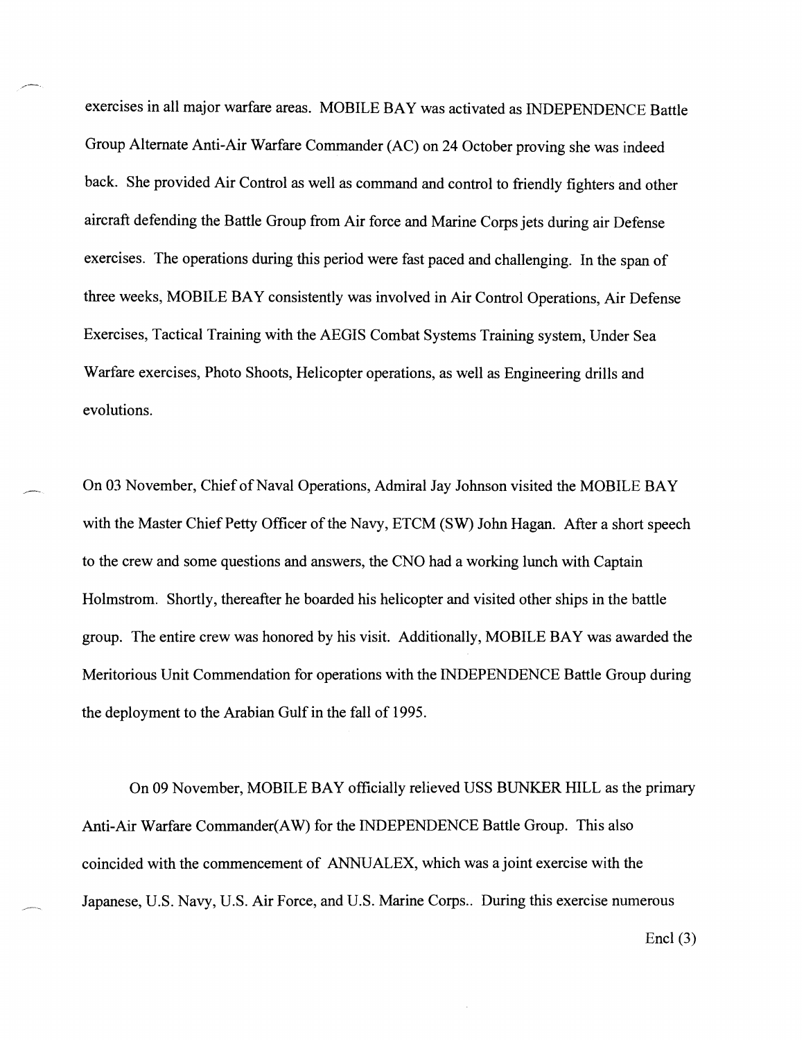exercises in all major warfare areas. MOBILE BAY was activated as INDEPENDENCE Battle Group Alternate Anti-Air Warfare Commander (AC) on 24 October proving she was indeed back. She provided Air Control as well as command and control to friendly fighters and other aircraft defending the Battle Group from Air force and Marine Corps jets during air Defense exercises. The operations during this period were fast paced and challenging. In the span of three weeks, MOBILE BAY consistently was involved in Air Control Operations, Air Defense Exercises, Tactical Training with the AEGIS Combat Systems Training system, Under Sea Warfare exercises, Photo Shoots, Helicopter operations, as well as Engineering drills and evolutions.

On 03 November, Chief of Naval Operations, Admiral Jay Johnson visited the MOBILE BAY with the Master Chief Petty Officer of the Navy, ETCM (SW) John Hagan. After a short speech to the crew and some questions and answers, the CNO had a working lunch with Captain Holmstrom. Shortly, thereafter he boarded his helicopter and visited other ships in the battle group. The entire crew was honored by his visit. Additionally, MOBILE BAY was awarded the Meritorious Unit Commendation for operations with the INDEPENDENCE Battle Group during the deployment to the Arabian Gulf in the fall of 1995.

On 09 November, MOBILE BAY officially relieved USS BUNKER HILL as the primary Anti-Air Warfare Commander(AW) for the INDEPENDENCE Battle Group. This also coincided with the commencement of ANNUALEX, which was a joint exercise with the Japanese, U.S. Navy, U.S. Air Force, and U.S. Marine Corps.. During this exercise numerous

Encl (3)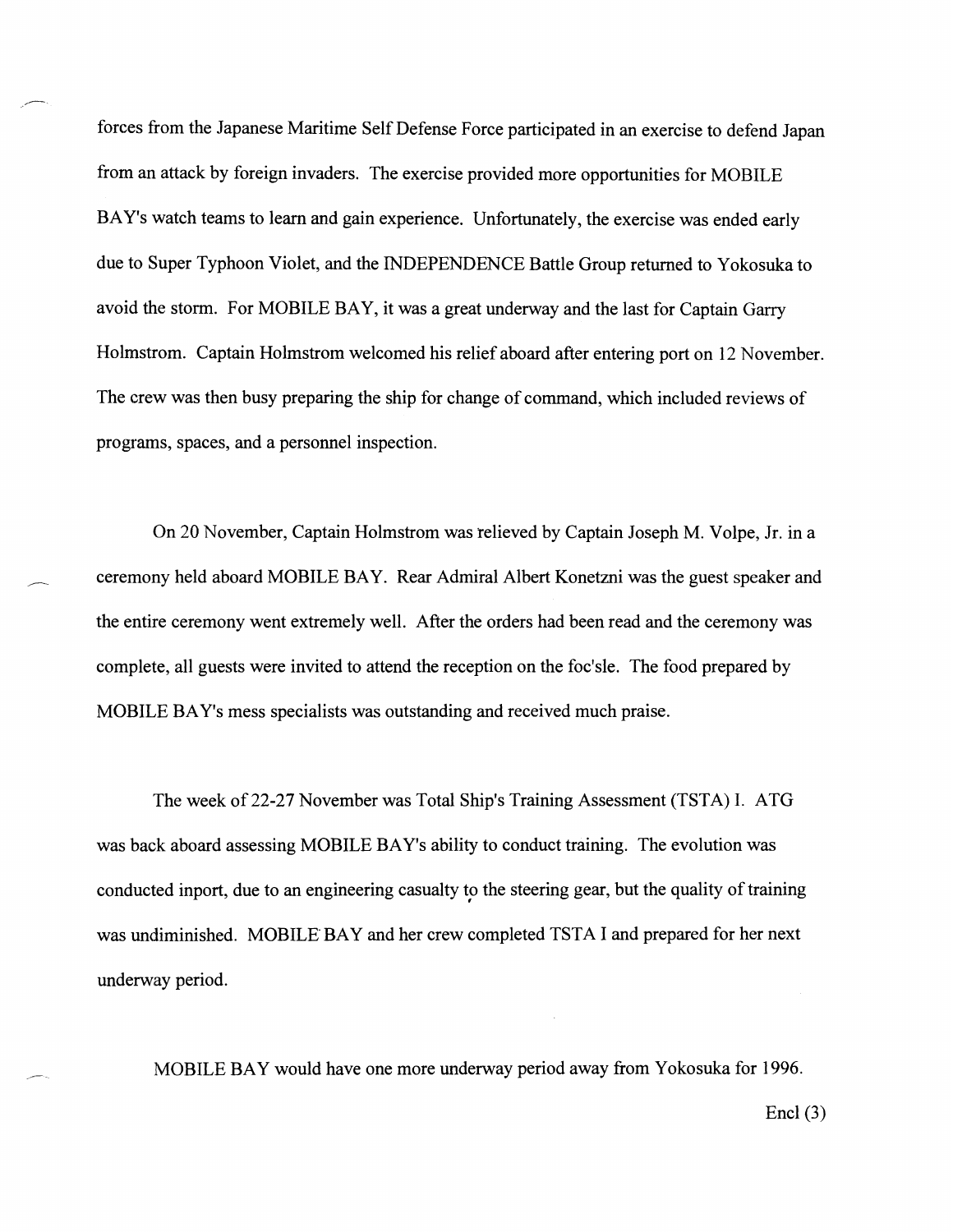forces from the Japanese Maritime Self Defense Force participated in an exercise to defend Japan from an attack by foreign invaders. The exercise provided more opportunities for MOBILE BAY's watch teams to learn and gain experience. Unfortunately, the exercise was ended early due to Super Typhoon Violet, and the INDEPENDENCE Battle Group returned to Yokosuka to avoid the storm. For MOBILE BAY, it was a great underway and the last for Captain Garry Holmstrom. Captain Holmstrom welcomed his relief aboard after entering port on 12 November. The crew was then busy preparing the ship for change of command, which included reviews of programs, spaces, and a personnel inspection.

On 20 November, Captain Holmstrom was relieved by Captain Joseph M. Volpe, Jr. in a ceremony held aboard MOBILE BAY. Rear Admiral Albert Konetzni was the guest speaker and the entire ceremony went extremely well. After the orders had been read and the ceremony was complete, all guests were invited to attend the reception on the foc'sle. The food prepared by MOBILE BAY's mess specialists was outstanding and received much praise.

The week of 22-27 November was Total Ship's Training Assessment (TSTA) I. ATG was back aboard assessing MOBILE BAY's ability to conduct training. The evolution was conducted inport, due to an engineering casualty to the steering gear, but the quality of training was undiminished. MOBILE BAY and her crew completed TSTA I and prepared for her next underway period.

MOBILE BAY would have one more underway period away from Yokosuka for 1996.

Encl (3)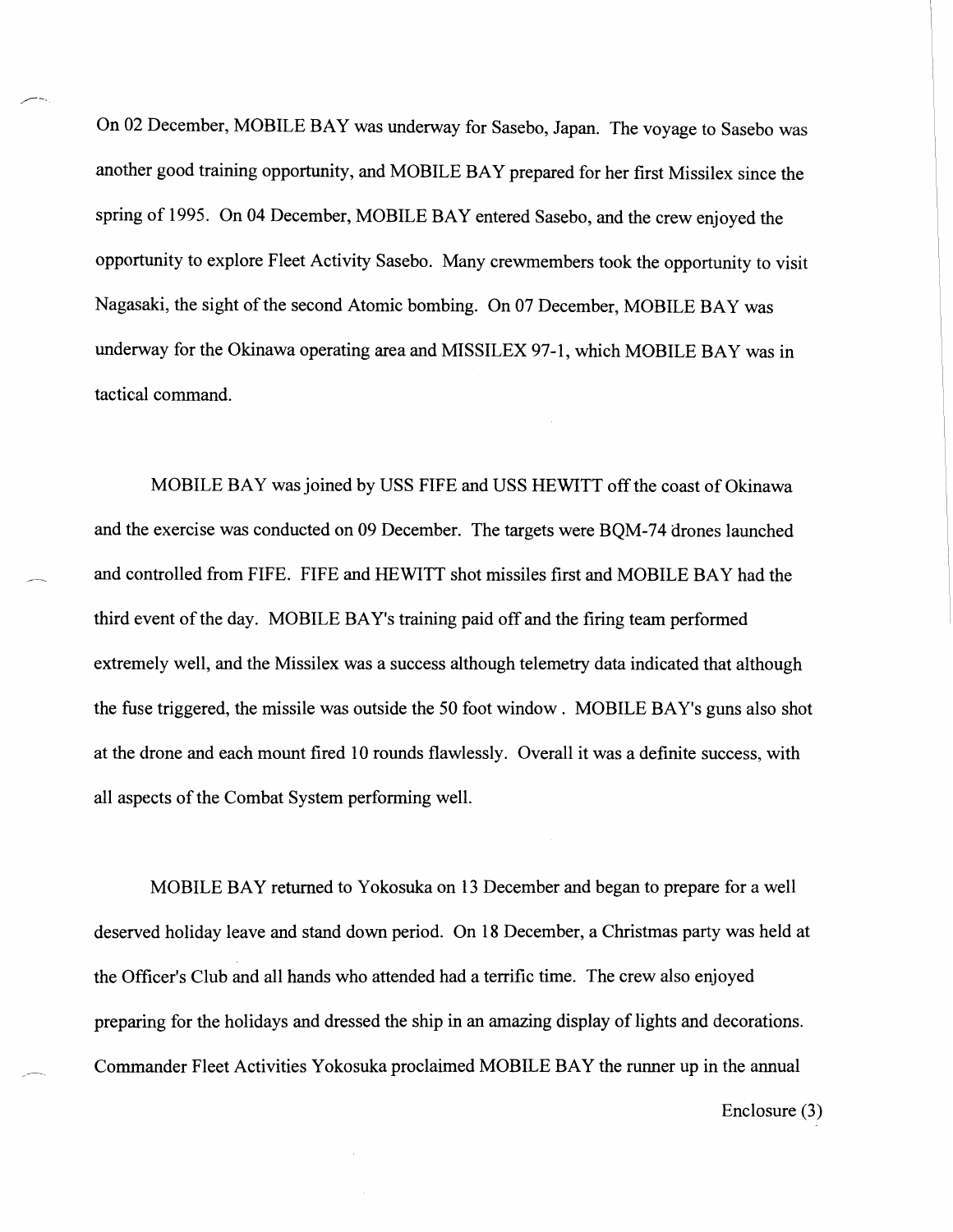On 02 December, MOBILE BAY was underway for Sasebo, Japan. The voyage to Sasebo was another good training opportunity, and MOBILE BAY prepared for her first Missilex since the spring of 1995. On 04 December, MOBILE BAY entered Sasebo, and the crew enjoyed the opportunity to explore Fleet Activity Sasebo. Many crewmembers took the opportunity to visit Nagasaki, the sight of the second Atomic bombing. On 07 December, MOBILE BAY was underway for the Okinawa operating area and MISSILEX 97-1, which MOBILE BAY was in tactical command.

MOBILE BAY was joined by USS FIFE and USS HEWITT off the coast of Okinawa and the exercise was conducted on 09 December. The targets were BQM-74 drones launched and controlled from FIFE. FIFE and HEWITT shot missiles first and MOBILE BAY had the third event of the day. MOBILE BAY's training paid off and the firing team performed extremely well, and the Missilex was a success although telemetry data indicated that although the fuse triggered, the missile was outside the 50 foot window . MOBILE BAY's guns also shot at the drone and each mount fired 10 rounds flawlessly. Overall it was a definite success, with all aspects of the Combat System performing well.

MOBILE BAY returned to Yokosuka on 13 December and began to prepare for a well deserved holiday leave and stand down period. On 18 December, a Christmas party was held at the Officer's Club and all hands who attended had a terrific time. The crew also enjoyed preparing for the holidays and dressed the ship in an amazing display of lights and decorations. Commander Fleet Activities Yokosuka proclaimed MOBILE BAY the runner up in the annual

Enclosure (3)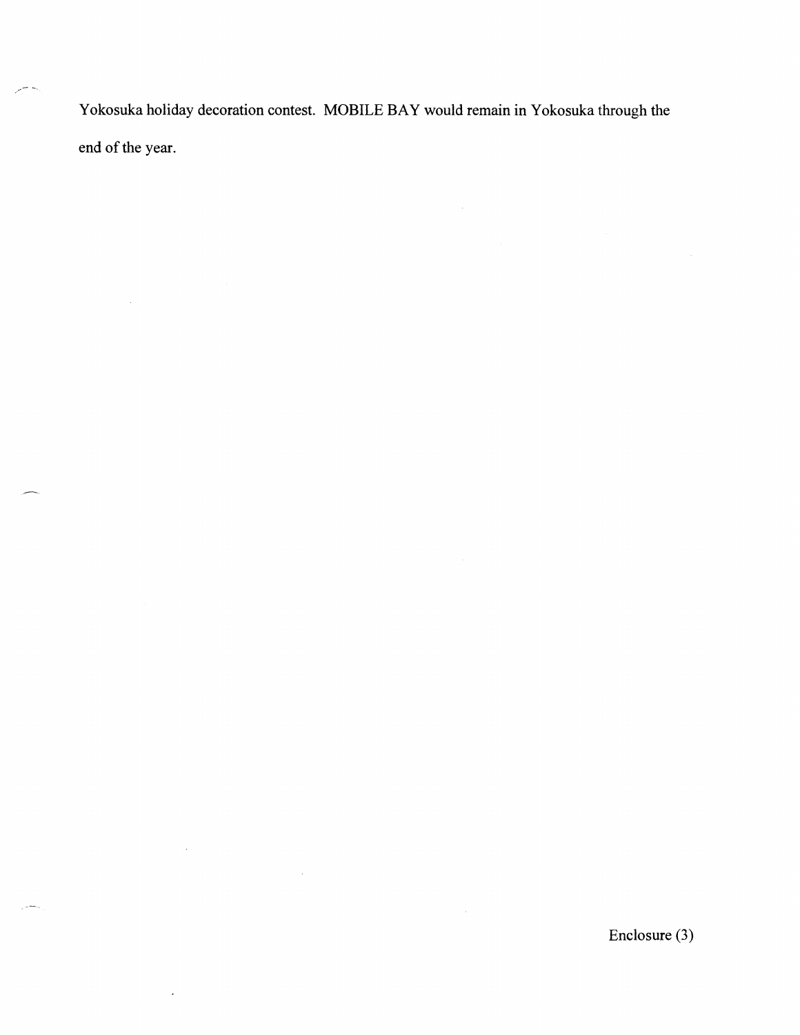Yokosuka holiday decoration contest. MOBILE BAY would remain in Yokosuka through the end of the year.

Enclosure (3)